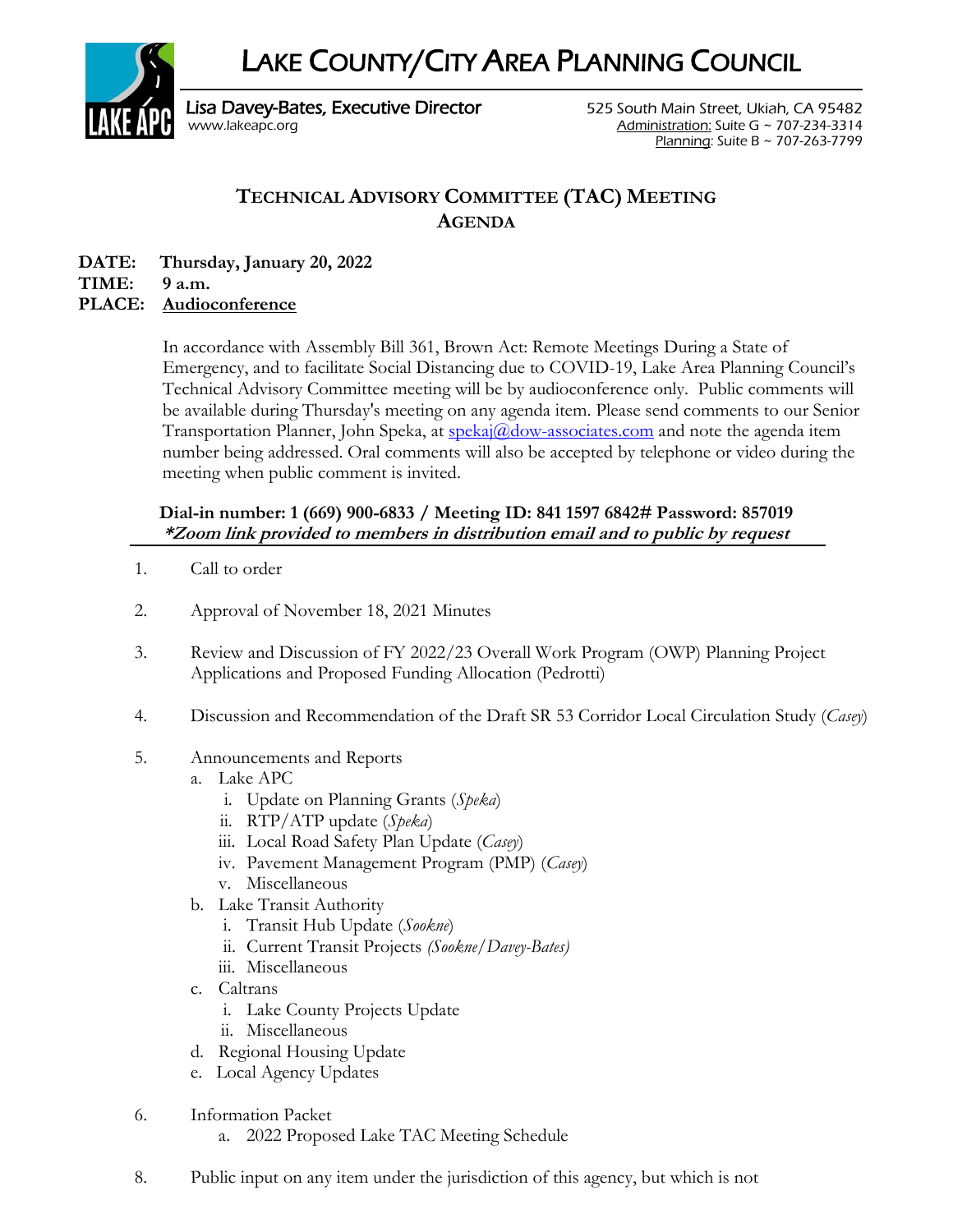# LAKE COUNTY/CITY AREA PLANNING COUNCIL

Lisa Davey-Bates, Executive Director
www.lakeapc.org

525 South Main Street, Ukiah, CA 95482
Administration: Suite G ~ 707-234-3314
Planning: Suite B ~ 707-263-7799

## TECHNICAL ADVISORY COMMITTEE (TAC) MEETING AGENDA

**DATE: Thursday, January 20, 2022**
**TIME: 9 a.m.**
**PLACE: Audioconference**

In accordance with Assembly Bill 361, Brown Act: Remote Meetings During a State of Emergency, and to facilitate Social Distancing due to COVID-19, Lake Area Planning Council's Technical Advisory Committee meeting will be by audioconference only. Public comments will be available during Thursday's meeting on any agenda item. Please send comments to our Senior Transportation Planner, John Speka, at spekaj@dow-associates.com and note the agenda item number being addressed. Oral comments will also be accepted by telephone or video during the meeting when public comment is invited.

**Dial-in number: 1 (669) 900-6833 / Meeting ID: 841 1597 6842# Password: 857019**
***Zoom link provided to members in distribution email and to public by request***

1. Call to order
2. Approval of November 18, 2021 Minutes
3. Review and Discussion of FY 2022/23 Overall Work Program (OWP) Planning Project Applications and Proposed Funding Allocation (Pedrotti)
4. Discussion and Recommendation of the Draft SR 53 Corridor Local Circulation Study (*Casey*)
5. Announcements and Reports
   a. Lake APC
      i. Update on Planning Grants (*Speka*)
      ii. RTP/ATP update (*Speka*)
      iii. Local Road Safety Plan Update (*Casey*)
      iv. Pavement Management Program (PMP) (*Casey*)
      v. Miscellaneous
   b. Lake Transit Authority
      i. Transit Hub Update (*Sookne*)
      ii. Current Transit Projects *(Sookne/Davey-Bates)*
      iii. Miscellaneous
   c. Caltrans
      i. Lake County Projects Update
      ii. Miscellaneous
   d. Regional Housing Update
   e. Local Agency Updates
6. Information Packet
   a. 2022 Proposed Lake TAC Meeting Schedule

8. Public input on any item under the jurisdiction of this agency, but which is not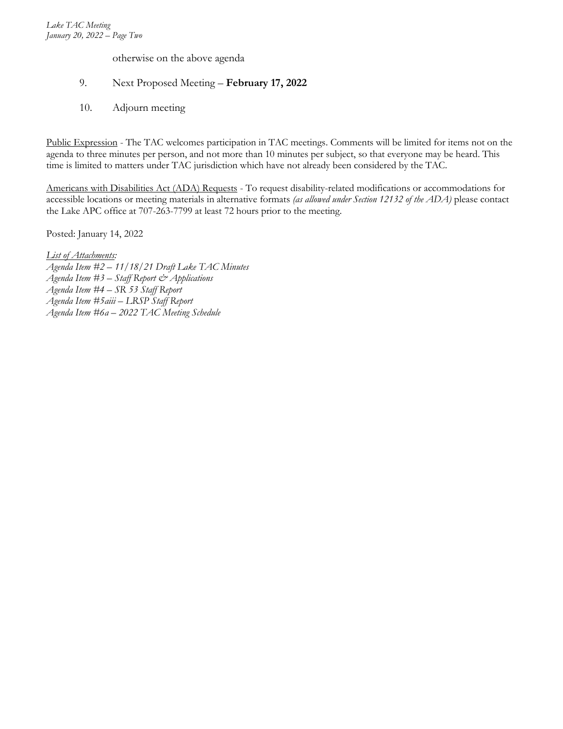otherwise on the above agenda

9. Next Proposed Meeting – **February 17, 2022**

10. Adjourn meeting

Public Expression - The TAC welcomes participation in TAC meetings. Comments will be limited for items not on the agenda to three minutes per person, and not more than 10 minutes per subject, so that everyone may be heard. This time is limited to matters under TAC jurisdiction which have not already been considered by the TAC.

Americans with Disabilities Act (ADA) Requests - To request disability-related modifications or accommodations for accessible locations or meeting materials in alternative formats *(as allowed under Section 12132 of the ADA)* please contact the Lake APC office at 707-263-7799 at least 72 hours prior to the meeting.

Posted: January 14, 2022

*List of Attachments:*
*Agenda Item #2 – 11/18/21 Draft Lake TAC Minutes*
*Agenda Item #3 – Staff Report & Applications*
*Agenda Item #4 – SR 53 Staff Report*
*Agenda Item #5aiii – LRSP Staff Report*
*Agenda Item #6a – 2022 TAC Meeting Schedule*